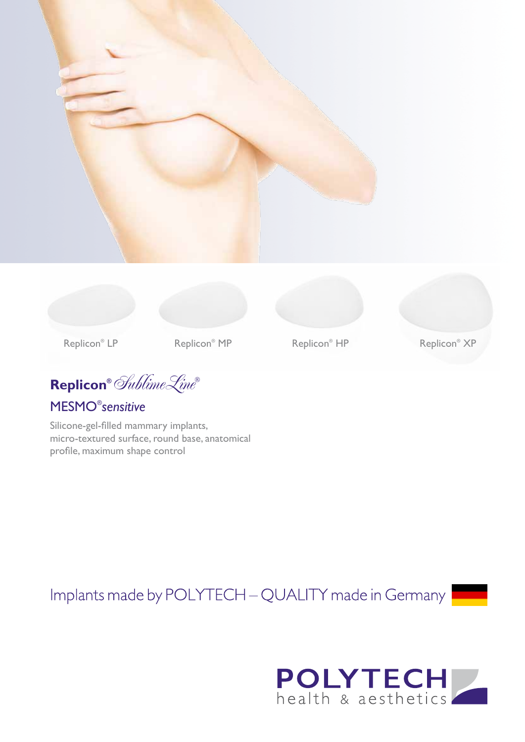Replicon® LP

Replicon® MP

Replicon® HP

Replicon® XP

# Replicon® *SublimeLine*®

## MESMO®*sensitive*

Silicone-gel-filled mammary implants, micro-textured surface, round base, anatomical profile, maximum shape control

Implants made by POLYTECH – QUALITY made in Germany

POLYTECH health & aesthetics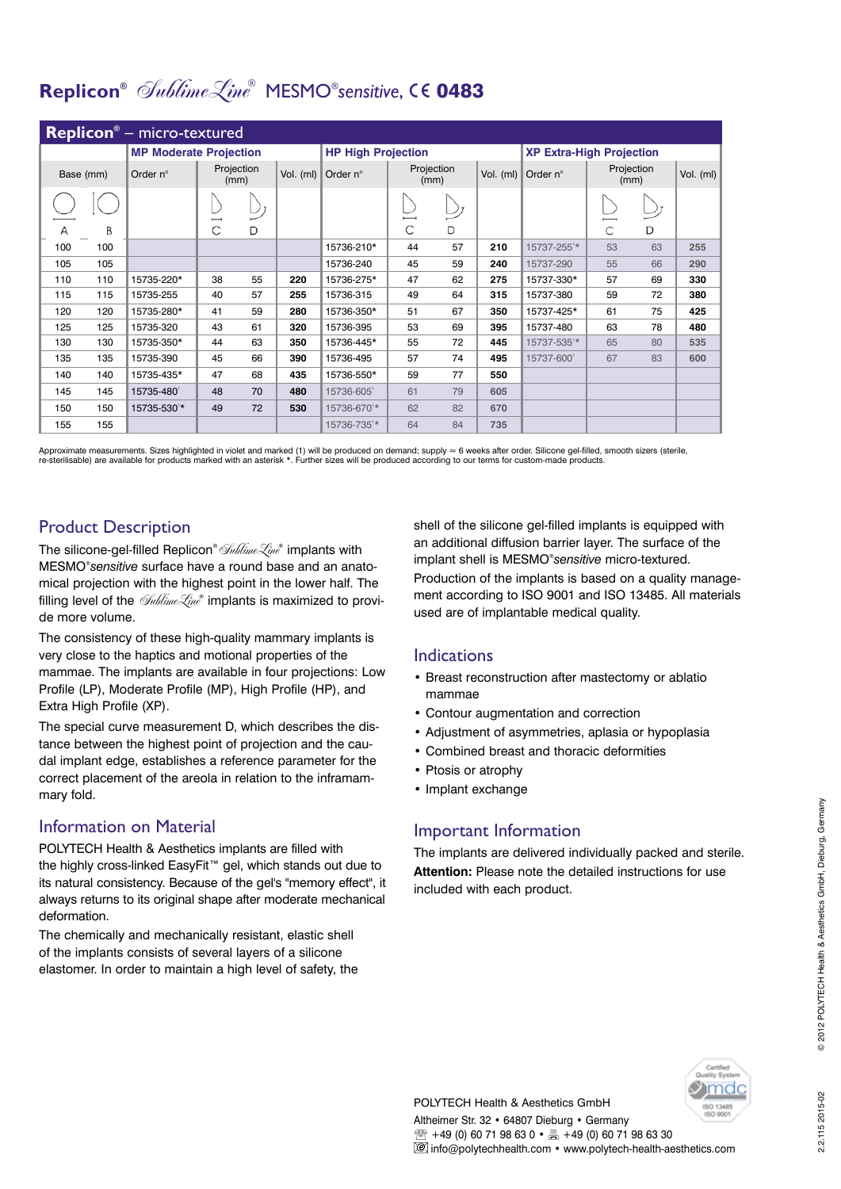# Replicon® *SublimeLine*® MESMO®*sensitive*, CE 0483

| Replicon® – micro-textured | | | | | | | | | | | | | |
|---|---|---|---|---|---|---|---|---|---|---|---|---|---|
| | | MP Moderate Projection | | | | HP High Projection | | | | XP Extra-High Projection | | | |
| Base (mm) | | Order n° | Projection (mm) | | Vol. (ml) | Order n° | Projection (mm) | | Vol. (ml) | Order n° | Projection (mm) | | Vol. (ml) |
| A | B | | C | D | | | C | D | | | C | D | |
| 100 | 100 | | | | | 15736-210* | 44 | 57 | **210** | 15737-255[1]* | 53 | 63 | **255** |
| 105 | 105 | | | | | 15736-240 | 45 | 59 | **240** | 15737-290 | 55 | 66 | **290** |
| 110 | 110 | 15735-220* | 38 | 55 | **220** | 15736-275* | 47 | 62 | **275** | 15737-330* | 57 | 69 | **330** |
| 115 | 115 | 15735-255 | 40 | 57 | **255** | 15736-315 | 49 | 64 | **315** | 15737-380 | 59 | 72 | **380** |
| 120 | 120 | 15735-280* | 41 | 59 | **280** | 15736-350* | 51 | 67 | **350** | 15737-425* | 61 | 75 | **425** |
| 125 | 125 | 15735-320 | 43 | 61 | **320** | 15736-395 | 53 | 69 | **395** | 15737-480 | 63 | 78 | **480** |
| 130 | 130 | 15735-350* | 44 | 63 | **350** | 15736-445* | 55 | 72 | **445** | 15737-535[1]* | 65 | 80 | **535** |
| 135 | 135 | 15735-390 | 45 | 66 | **390** | 15736-495 | 57 | 74 | **495** | 15737-600[1] | 67 | 83 | **600** |
| 140 | 140 | 15735-435* | 47 | 68 | **435** | 15736-550* | 59 | 77 | **550** | | | | |
| 145 | 145 | 15735-480[1] | 48 | 70 | **480** | 15736-605[1] | 61 | 79 | **605** | | | | |
| 150 | 150 | 15735-530[1]* | 49 | 72 | **530** | 15736-670[1]* | 62 | 82 | **670** | | | | |
| 155 | 155 | | | | | 15736-735[1]* | 64 | 84 | **735** | | | | |

Approximate measurements. Sizes highlighted in violet and marked (1) will be produced on demand; supply ≈ 6 weeks after order. Silicone gel-filled, smooth sizers (sterile, re-sterilisable) are available for products marked with an asterisk *. Further sizes will be produced according to our terms for custom-made products.

## Product Description

The silicone-gel-filled Replicon® *SublimeLine*® implants with MESMO®*sensitive* surface have a round base and an anatomical projection with the highest point in the lower half. The filling level of the *SublimeLine*® implants is maximized to provide more volume.

The consistency of these high-quality mammary implants is very close to the haptics and motional properties of the mammae. The implants are available in four projections: Low Profile (LP), Moderate Profile (MP), High Profile (HP), and Extra High Profile (XP).

The special curve measurement D, which describes the distance between the highest point of projection and the caudal implant edge, establishes a reference parameter for the correct placement of the areola in relation to the inframammary fold.

## Information on Material

POLYTECH Health & Aesthetics implants are filled with the highly cross-linked EasyFit™ gel, which stands out due to its natural consistency. Because of the gel's "memory effect", it always returns to its original shape after moderate mechanical deformation.

The chemically and mechanically resistant, elastic shell of the implants consists of several layers of a silicone elastomer. In order to maintain a high level of safety, the shell of the silicone gel-filled implants is equipped with an additional diffusion barrier layer. The surface of the implant shell is MESMO®*sensitive* micro-textured.

Production of the implants is based on a quality management according to ISO 9001 and ISO 13485. All materials used are of implantable medical quality.

## Indications

- Breast reconstruction after mastectomy or ablatio mammae
- Contour augmentation and correction
- Adjustment of asymmetries, aplasia or hypoplasia
- Combined breast and thoracic deformities
- Ptosis or atrophy
- Implant exchange

## Important Information

The implants are delivered individually packed and sterile. **Attention:** Please note the detailed instructions for use included with each product.

Certified Quality System mdc ISO 13485 ISO 9001

POLYTECH Health & Aesthetics GmbH
Altheimer Str. 32 • 64807 Dieburg • Germany
☎ +49 (0) 60 71 98 63 0 • Fax +49 (0) 60 71 98 63 30
info@polytechhealth.com • www.polytech-health-aesthetics.com

© 2012 POLYTECH Health & Aesthetics GmbH, Dieburg, Germany

2.2.115 2015-02